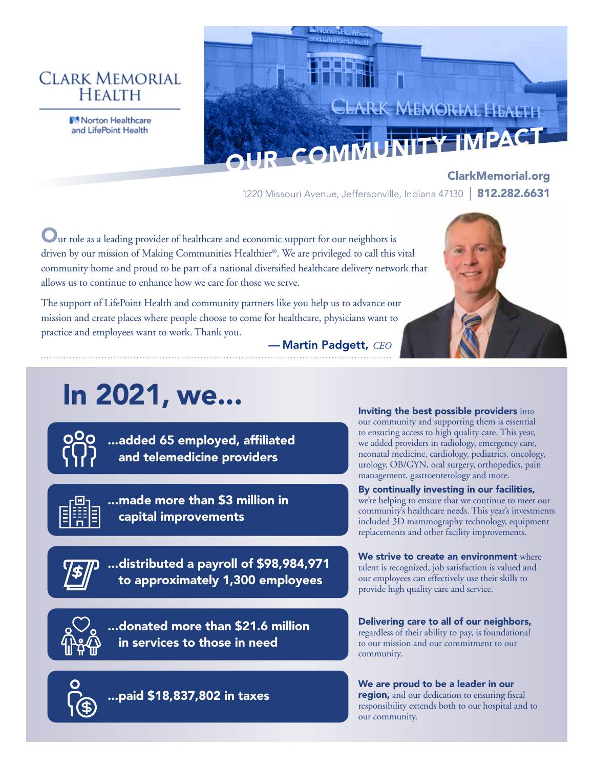# CLARK MEMORIAL HEALTH

Norton Healthcare and LifePoint Health

# OUR COMMUNITY IMPACT

**ClarkMemorial.org**

1220 Missouri Avenue, Jeffersonville, Indiana 47130 | **812.282.6631**

Our role as a leading provider of healthcare and economic support for our neighbors is driven by our mission of Making Communities Healthier®. We are privileged to call this vital community home and proud to be part of a national diversified healthcare delivery network that allows us to continue to enhance how we care for those we serve.

The support of LifePoint Health and community partners like you help us to advance our mission and create places where people choose to come for healthcare, physicians want to practice and employees want to work. Thank you.

— **Martin Padgett,** *CEO*

## In 2021, we...

**...added 65 employed, affiliated and telemedicine providers**

**Inviting the best possible providers** into our community and supporting them is essential to ensuring access to high quality care. This year, we added providers in radiology, emergency care, neonatal medicine, cardiology, pediatrics, oncology, urology, OB/GYN, oral surgery, orthopedics, pain management, gastroenterology and more.

**...made more than $3 million in capital improvements**

**By continually investing in our facilities,** we're helping to ensure that we continue to meet our community's healthcare needs. This year's investments included 3D mammography technology, equipment replacements and other facility improvements.

**...distributed a payroll of $98,984,971 to approximately 1,300 employees**

**We strive to create an environment** where talent is recognized, job satisfaction is valued and our employees can effectively use their skills to provide high quality care and service.

**...donated more than $21.6 million in services to those in need**

**Delivering care to all of our neighbors,** regardless of their ability to pay, is foundational to our mission and our commitment to our community.

**...paid $18,837,802 in taxes**

**We are proud to be a leader in our region,** and our dedication to ensuring fiscal responsibility extends both to our hospital and to our community.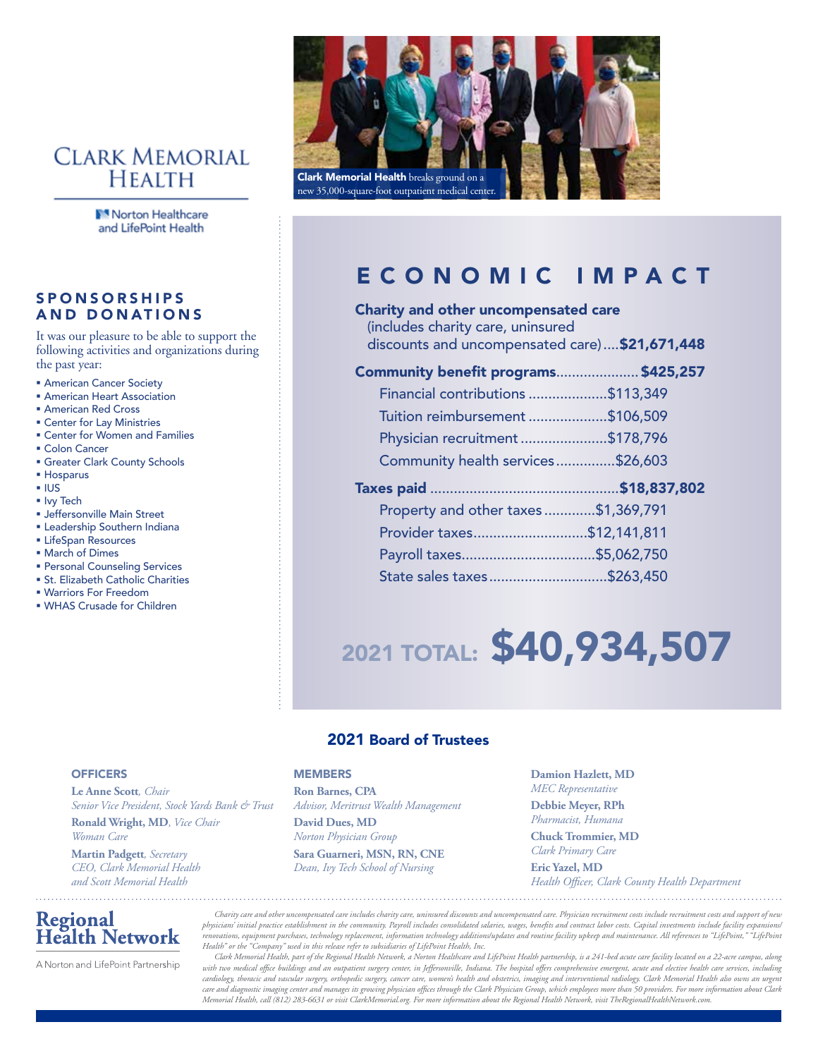# Clark Memorial Health

Norton Healthcare and LifePoint Health

Clark Memorial Health breaks ground on a new 35,000-square-foot outpatient medical center.

## SPONSORSHIPS AND DONATIONS

It was our pleasure to be able to support the following activities and organizations during the past year:

- American Cancer Society
- American Heart Association
- American Red Cross
- Center for Lay Ministries
- Center for Women and Families
- Colon Cancer
- Greater Clark County Schools
- Hosparus
- IUS
- Ivy Tech
- Jeffersonville Main Street
- Leadership Southern Indiana
- LifeSpan Resources
- March of Dimes
- Personal Counseling Services
- St. Elizabeth Catholic Charities
- Warriors For Freedom
- WHAS Crusade for Children

## ECONOMIC IMPACT

| | |
|---|---|
| **Charity and other uncompensated care** (includes charity care, uninsured discounts and uncompensated care) | **$21,671,448** |
| **Community benefit programs** | **$425,257** |
| Financial contributions | $113,349 |
| Tuition reimbursement | $106,509 |
| Physician recruitment | $178,796 |
| Community health services | $26,603 |
| **Taxes paid** | **$18,837,802** |
| Property and other taxes | $1,369,791 |
| Provider taxes | $12,141,811 |
| Payroll taxes | $5,062,750 |
| State sales taxes | $263,450 |

**2021 TOTAL: $40,934,507**

## 2021 Board of Trustees

### OFFICERS

**Le Anne Scott**, *Chair*
*Senior Vice President, Stock Yards Bank & Trust*

**Ronald Wright, MD**, *Vice Chair*
*Woman Care*

**Martin Padgett**, *Secretary*
*CEO, Clark Memorial Health and Scott Memorial Health*

### MEMBERS

**Ron Barnes, CPA**
*Advisor, Meritrust Wealth Management*

**David Dues, MD**
*Norton Physician Group*

**Sara Guarneri, MSN, RN, CNE**
*Dean, Ivy Tech School of Nursing*

**Damion Hazlett, MD**
*MEC Representative*

**Debbie Meyer, RPh**
*Pharmacist, Humana*

**Chuck Trommier, MD**
*Clark Primary Care*

**Eric Yazel, MD**
*Health Officer, Clark County Health Department*

**Regional Health Network**
A Norton and LifePoint Partnership

*Charity care and other uncompensated care includes charity care, uninsured discounts and uncompensated care. Physician recruitment costs include recruitment costs and support of new physicians' initial practice establishment in the community. Payroll includes consolidated salaries, wages, benefits and contract labor costs. Capital investments include facility expansions/renovations, equipment purchases, technology replacement, information technology additions/updates and routine facility upkeep and maintenance. All references to "LifePoint," "LifePoint Health" or the "Company" used in this release refer to subsidiaries of LifePoint Health, Inc.*

*Clark Memorial Health, part of the Regional Health Network, a Norton Healthcare and LifePoint Health partnership, is a 241-bed acute care facility located on a 22-acre campus, along with two medical office buildings and an outpatient surgery center, in Jeffersonville, Indiana. The hospital offers comprehensive emergent, acute and elective health care services, including cardiology, thoracic and vascular surgery, orthopedic surgery, cancer care, women's health and obstetrics, imaging and interventional radiology. Clark Memorial Health also owns an urgent care and diagnostic imaging center and manages its growing physician offices through the Clark Physician Group, which employees more than 50 providers. For more information about Clark Memorial Health, call (812) 283-6631 or visit ClarkMemorial.org. For more information about the Regional Health Network, visit TheRegionalHealthNetwork.com.*